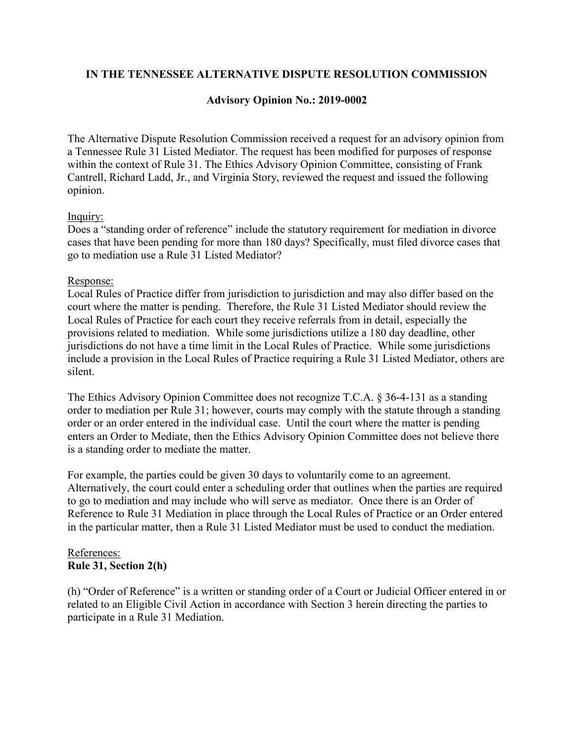**IN THE TENNESSEE ALTERNATIVE DISPUTE RESOLUTION COMMISSION**

**Advisory Opinion No.: 2019-0002**

The Alternative Dispute Resolution Commission received a request for an advisory opinion from a Tennessee Rule 31 Listed Mediator. The request has been modified for purposes of response within the context of Rule 31. The Ethics Advisory Opinion Committee, consisting of Frank Cantrell, Richard Ladd, Jr., and Virginia Story, reviewed the request and issued the following opinion.

Inquiry:
Does a "standing order of reference" include the statutory requirement for mediation in divorce cases that have been pending for more than 180 days? Specifically, must filed divorce cases that go to mediation use a Rule 31 Listed Mediator?

Response:
Local Rules of Practice differ from jurisdiction to jurisdiction and may also differ based on the court where the matter is pending. Therefore, the Rule 31 Listed Mediator should review the Local Rules of Practice for each court they receive referrals from in detail, especially the provisions related to mediation. While some jurisdictions utilize a 180 day deadline, other jurisdictions do not have a time limit in the Local Rules of Practice. While some jurisdictions include a provision in the Local Rules of Practice requiring a Rule 31 Listed Mediator, others are silent.

The Ethics Advisory Opinion Committee does not recognize T.C.A. § 36-4-131 as a standing order to mediation per Rule 31; however, courts may comply with the statute through a standing order or an order entered in the individual case. Until the court where the matter is pending enters an Order to Mediate, then the Ethics Advisory Opinion Committee does not believe there is a standing order to mediate the matter.

For example, the parties could be given 30 days to voluntarily come to an agreement. Alternatively, the court could enter a scheduling order that outlines when the parties are required to go to mediation and may include who will serve as mediator. Once there is an Order of Reference to Rule 31 Mediation in place through the Local Rules of Practice or an Order entered in the particular matter, then a Rule 31 Listed Mediator must be used to conduct the mediation.

References:
**Rule 31, Section 2(h)**

(h) "Order of Reference" is a written or standing order of a Court or Judicial Officer entered in or related to an Eligible Civil Action in accordance with Section 3 herein directing the parties to participate in a Rule 31 Mediation.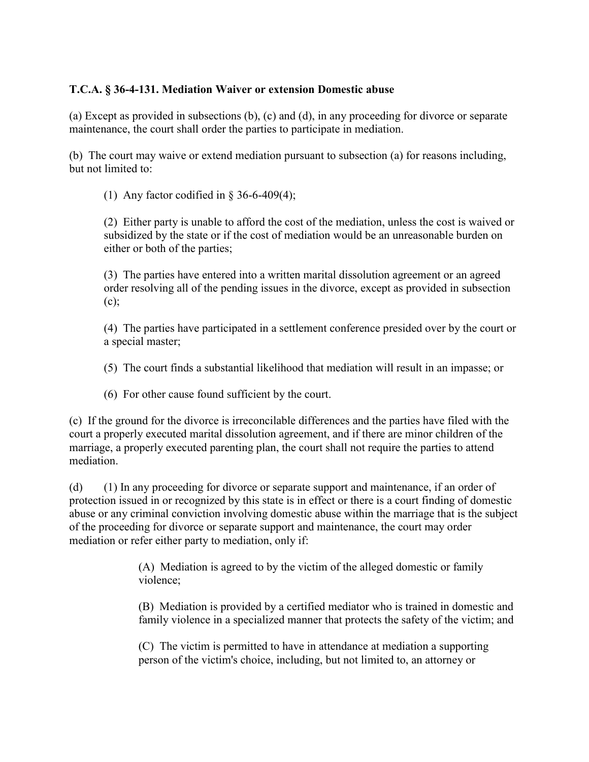**T.C.A. § 36-4-131. Mediation Waiver or extension Domestic abuse**

(a) Except as provided in subsections (b), (c) and (d), in any proceeding for divorce or separate maintenance, the court shall order the parties to participate in mediation.

(b) The court may waive or extend mediation pursuant to subsection (a) for reasons including, but not limited to:

> (1) Any factor codified in § 36-6-409(4);
>
> (2) Either party is unable to afford the cost of the mediation, unless the cost is waived or subsidized by the state or if the cost of mediation would be an unreasonable burden on either or both of the parties;
>
> (3) The parties have entered into a written marital dissolution agreement or an agreed order resolving all of the pending issues in the divorce, except as provided in subsection (c);
>
> (4) The parties have participated in a settlement conference presided over by the court or a special master;
>
> (5) The court finds a substantial likelihood that mediation will result in an impasse; or
>
> (6) For other cause found sufficient by the court.

(c) If the ground for the divorce is irreconcilable differences and the parties have filed with the court a properly executed marital dissolution agreement, and if there are minor children of the marriage, a properly executed parenting plan, the court shall not require the parties to attend mediation.

(d) (1) In any proceeding for divorce or separate support and maintenance, if an order of protection issued in or recognized by this state is in effect or there is a court finding of domestic abuse or any criminal conviction involving domestic abuse within the marriage that is the subject of the proceeding for divorce or separate support and maintenance, the court may order mediation or refer either party to mediation, only if:

> (A) Mediation is agreed to by the victim of the alleged domestic or family violence;
>
> (B) Mediation is provided by a certified mediator who is trained in domestic and family violence in a specialized manner that protects the safety of the victim; and
>
> (C) The victim is permitted to have in attendance at mediation a supporting person of the victim's choice, including, but not limited to, an attorney or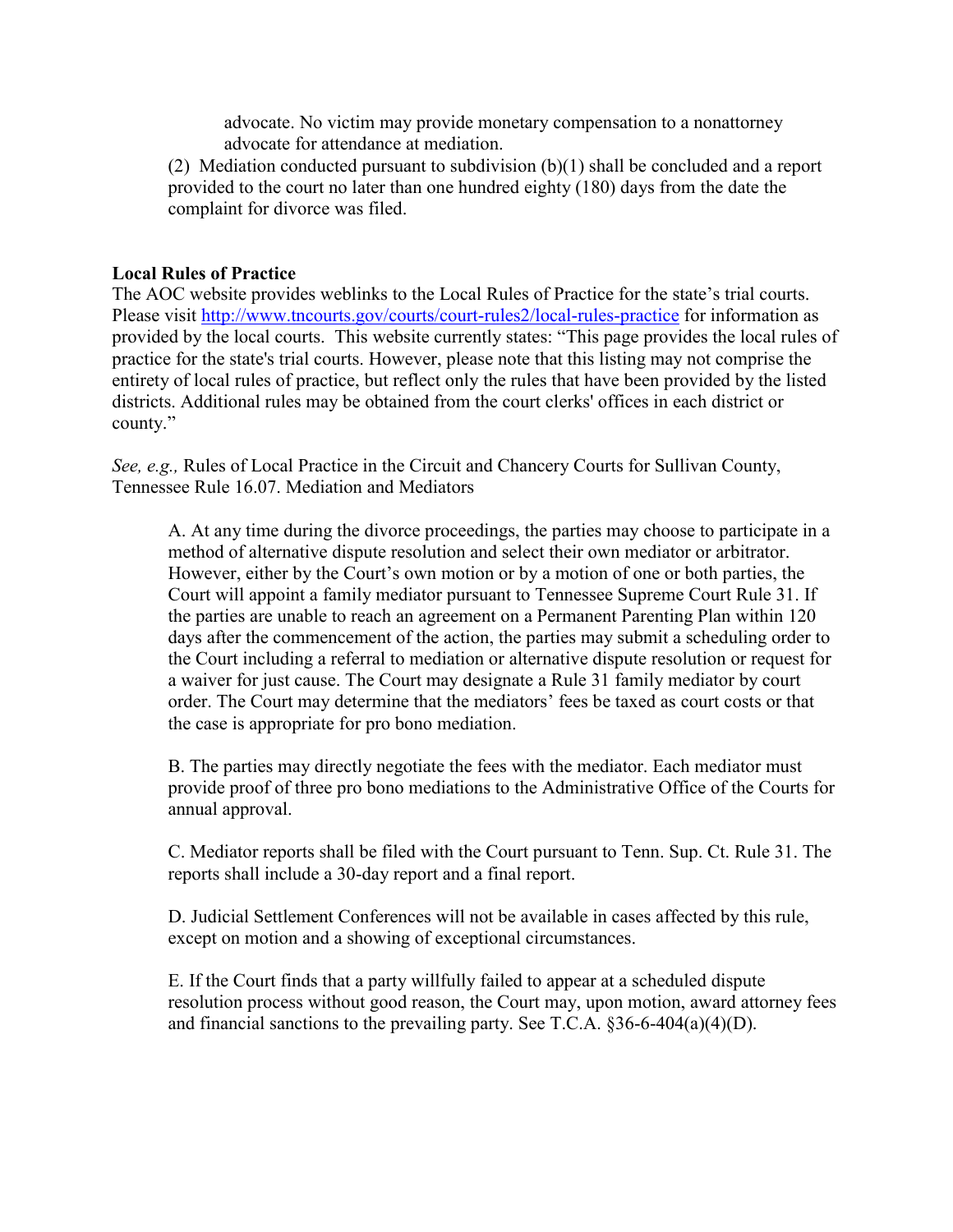advocate. No victim may provide monetary compensation to a nonattorney advocate for attendance at mediation.

(2) Mediation conducted pursuant to subdivision (b)(1) shall be concluded and a report provided to the court no later than one hundred eighty (180) days from the date the complaint for divorce was filed.

**Local Rules of Practice**
The AOC website provides weblinks to the Local Rules of Practice for the state's trial courts. Please visit [http://www.tncourts.gov/courts/court-rules2/local-rules-practice](http://www.tncourts.gov/courts/court-rules2/local-rules-practice) for information as provided by the local courts. This website currently states: "This page provides the local rules of practice for the state's trial courts. However, please note that this listing may not comprise the entirety of local rules of practice, but reflect only the rules that have been provided by the listed districts. Additional rules may be obtained from the court clerks' offices in each district or county."

*See, e.g.,* Rules of Local Practice in the Circuit and Chancery Courts for Sullivan County, Tennessee Rule 16.07. Mediation and Mediators

> A. At any time during the divorce proceedings, the parties may choose to participate in a method of alternative dispute resolution and select their own mediator or arbitrator. However, either by the Court's own motion or by a motion of one or both parties, the Court will appoint a family mediator pursuant to Tennessee Supreme Court Rule 31. If the parties are unable to reach an agreement on a Permanent Parenting Plan within 120 days after the commencement of the action, the parties may submit a scheduling order to the Court including a referral to mediation or alternative dispute resolution or request for a waiver for just cause. The Court may designate a Rule 31 family mediator by court order. The Court may determine that the mediators' fees be taxed as court costs or that the case is appropriate for pro bono mediation.
>
> B. The parties may directly negotiate the fees with the mediator. Each mediator must provide proof of three pro bono mediations to the Administrative Office of the Courts for annual approval.
>
> C. Mediator reports shall be filed with the Court pursuant to Tenn. Sup. Ct. Rule 31. The reports shall include a 30-day report and a final report.
>
> D. Judicial Settlement Conferences will not be available in cases affected by this rule, except on motion and a showing of exceptional circumstances.
>
> E. If the Court finds that a party willfully failed to appear at a scheduled dispute resolution process without good reason, the Court may, upon motion, award attorney fees and financial sanctions to the prevailing party. See T.C.A. §36-6-404(a)(4)(D).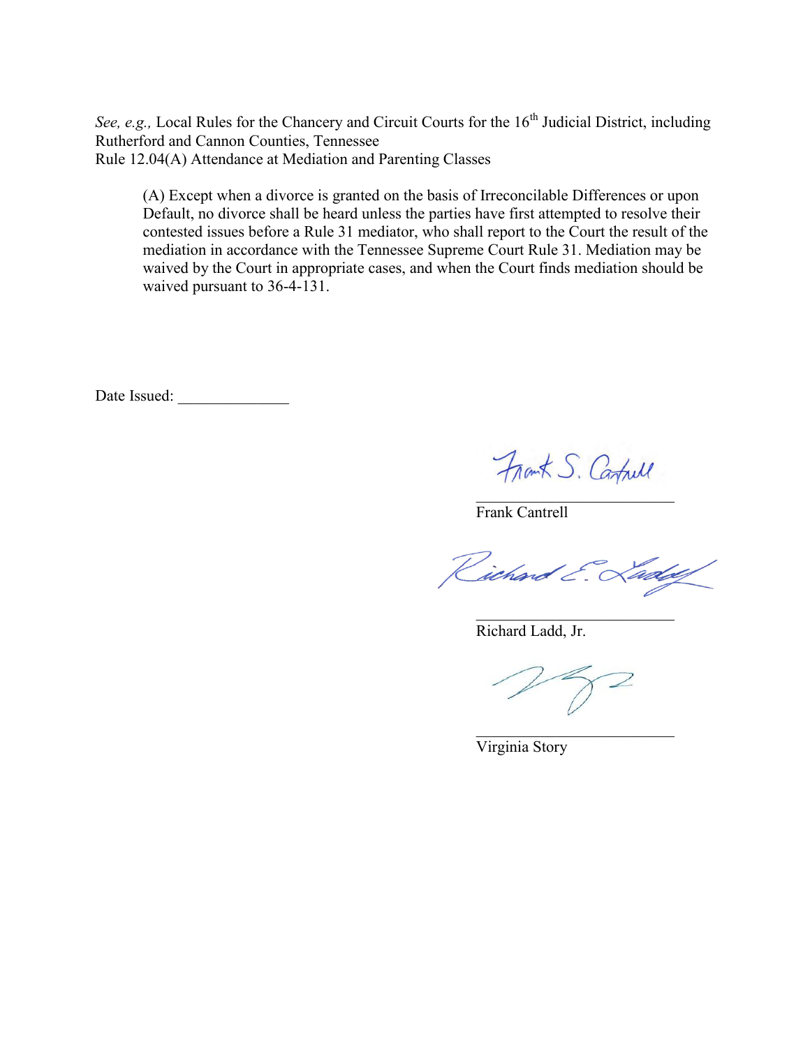*See, e.g.,* Local Rules for the Chancery and Circuit Courts for the 16th Judicial District, including Rutherford and Cannon Counties, Tennessee
Rule 12.04(A) Attendance at Mediation and Parenting Classes

> (A) Except when a divorce is granted on the basis of Irreconcilable Differences or upon Default, no divorce shall be heard unless the parties have first attempted to resolve their contested issues before a Rule 31 mediator, who shall report to the Court the result of the mediation in accordance with the Tennessee Supreme Court Rule 31. Mediation may be waived by the Court in appropriate cases, and when the Court finds mediation should be waived pursuant to 36-4-131.

Date Issued: ______________

Frank S. Cantrell
_________________________
Frank Cantrell

Richard E. Ladd
_________________________
Richard Ladd, Jr.

_________________________
Virginia Story